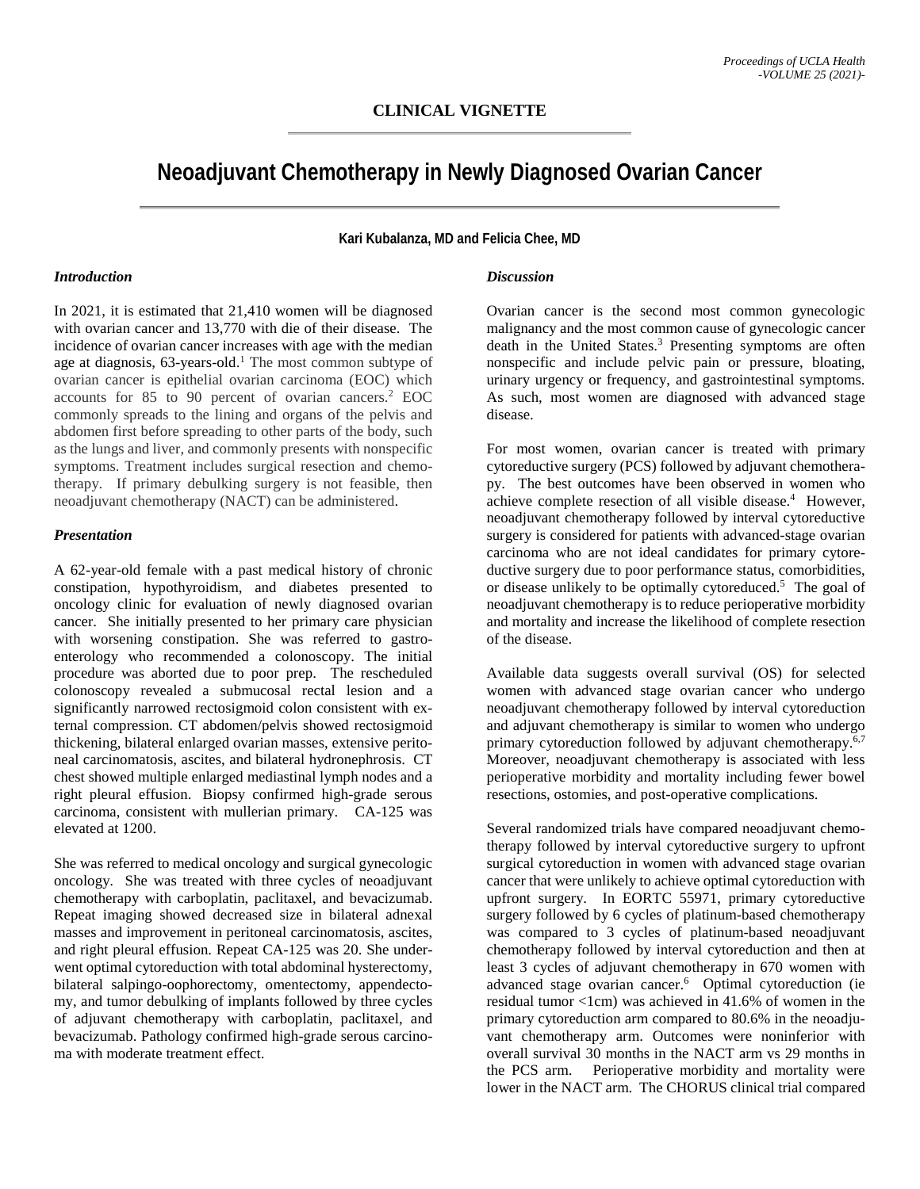## CLINICAL VIGNETTE

# Neoadjuvant Chemotherapy in Newly Diagnosed Ovarian Cancer

**Kari Kubalanza, MD and Felicia Chee, MD**

### *Introduction*

In 2021, it is estimated that 21,410 women will be diagnosed with ovarian cancer and 13,770 with die of their disease. The incidence of ovarian cancer increases with age with the median age at diagnosis, 63-years-old.[1] The most common subtype of ovarian cancer is epithelial ovarian carcinoma (EOC) which accounts for 85 to 90 percent of ovarian cancers.[2] EOC commonly spreads to the lining and organs of the pelvis and abdomen first before spreading to other parts of the body, such as the lungs and liver, and commonly presents with nonspecific symptoms. Treatment includes surgical resection and chemotherapy. If primary debulking surgery is not feasible, then neoadjuvant chemotherapy (NACT) can be administered.

### *Presentation*

A 62-year-old female with a past medical history of chronic constipation, hypothyroidism, and diabetes presented to oncology clinic for evaluation of newly diagnosed ovarian cancer. She initially presented to her primary care physician with worsening constipation. She was referred to gastroenterology who recommended a colonoscopy. The initial procedure was aborted due to poor prep. The rescheduled colonoscopy revealed a submucosal rectal lesion and a significantly narrowed rectosigmoid colon consistent with external compression. CT abdomen/pelvis showed rectosigmoid thickening, bilateral enlarged ovarian masses, extensive peritoneal carcinomatosis, ascites, and bilateral hydronephrosis. CT chest showed multiple enlarged mediastinal lymph nodes and a right pleural effusion. Biopsy confirmed high-grade serous carcinoma, consistent with mullerian primary. CA-125 was elevated at 1200.

She was referred to medical oncology and surgical gynecologic oncology. She was treated with three cycles of neoadjuvant chemotherapy with carboplatin, paclitaxel, and bevacizumab. Repeat imaging showed decreased size in bilateral adnexal masses and improvement in peritoneal carcinomatosis, ascites, and right pleural effusion. Repeat CA-125 was 20. She underwent optimal cytoreduction with total abdominal hysterectomy, bilateral salpingo-oophorectomy, omentectomy, appendectomy, and tumor debulking of implants followed by three cycles of adjuvant chemotherapy with carboplatin, paclitaxel, and bevacizumab. Pathology confirmed high-grade serous carcinoma with moderate treatment effect.

### *Discussion*

Ovarian cancer is the second most common gynecologic malignancy and the most common cause of gynecologic cancer death in the United States.[3] Presenting symptoms are often nonspecific and include pelvic pain or pressure, bloating, urinary urgency or frequency, and gastrointestinal symptoms. As such, most women are diagnosed with advanced stage disease.

For most women, ovarian cancer is treated with primary cytoreductive surgery (PCS) followed by adjuvant chemotherapy. The best outcomes have been observed in women who achieve complete resection of all visible disease.[4] However, neoadjuvant chemotherapy followed by interval cytoreductive surgery is considered for patients with advanced-stage ovarian carcinoma who are not ideal candidates for primary cytoreductive surgery due to poor performance status, comorbidities, or disease unlikely to be optimally cytoreduced.[5] The goal of neoadjuvant chemotherapy is to reduce perioperative morbidity and mortality and increase the likelihood of complete resection of the disease.

Available data suggests overall survival (OS) for selected women with advanced stage ovarian cancer who undergo neoadjuvant chemotherapy followed by interval cytoreduction and adjuvant chemotherapy is similar to women who undergo primary cytoreduction followed by adjuvant chemotherapy.[6,7] Moreover, neoadjuvant chemotherapy is associated with less perioperative morbidity and mortality including fewer bowel resections, ostomies, and post-operative complications.

Several randomized trials have compared neoadjuvant chemotherapy followed by interval cytoreductive surgery to upfront surgical cytoreduction in women with advanced stage ovarian cancer that were unlikely to achieve optimal cytoreduction with upfront surgery. In EORTC 55971, primary cytoreductive surgery followed by 6 cycles of platinum-based chemotherapy was compared to 3 cycles of platinum-based neoadjuvant chemotherapy followed by interval cytoreduction and then at least 3 cycles of adjuvant chemotherapy in 670 women with advanced stage ovarian cancer.[6] Optimal cytoreduction (ie residual tumor <1cm) was achieved in 41.6% of women in the primary cytoreduction arm compared to 80.6% in the neoadjuvant chemotherapy arm. Outcomes were noninferior with overall survival 30 months in the NACT arm vs 29 months in the PCS arm. Perioperative morbidity and mortality were lower in the NACT arm. The CHORUS clinical trial compared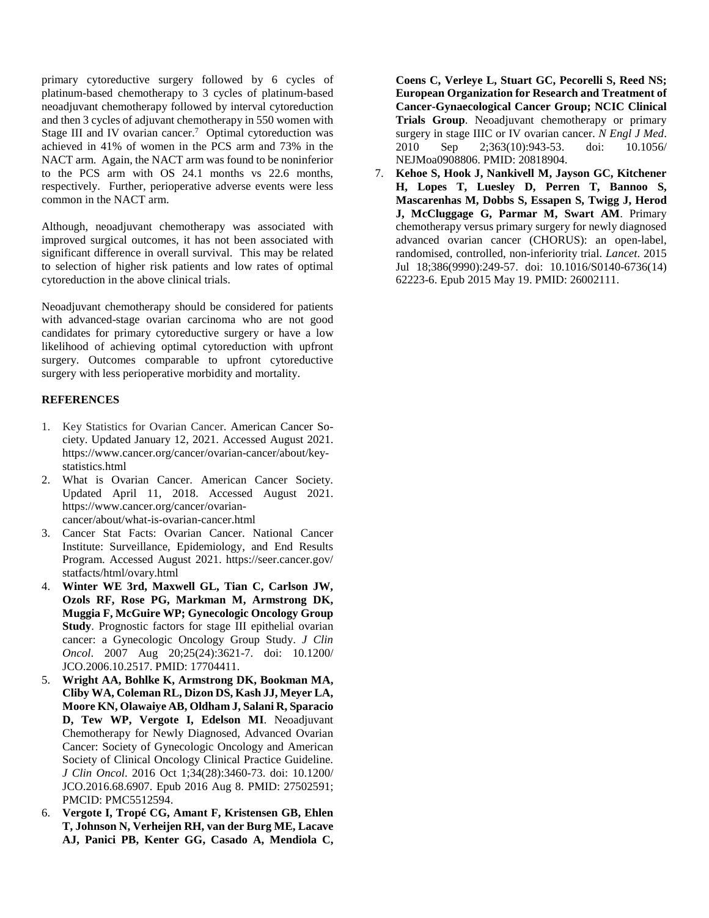primary cytoreductive surgery followed by 6 cycles of platinum-based chemotherapy to 3 cycles of platinum-based neoadjuvant chemotherapy followed by interval cytoreduction and then 3 cycles of adjuvant chemotherapy in 550 women with Stage III and IV ovarian cancer.[7] Optimal cytoreduction was achieved in 41% of women in the PCS arm and 73% in the NACT arm. Again, the NACT arm was found to be noninferior to the PCS arm with OS 24.1 months vs 22.6 months, respectively. Further, perioperative adverse events were less common in the NACT arm.

Although, neoadjuvant chemotherapy was associated with improved surgical outcomes, it has not been associated with significant difference in overall survival. This may be related to selection of higher risk patients and low rates of optimal cytoreduction in the above clinical trials.

Neoadjuvant chemotherapy should be considered for patients with advanced-stage ovarian carcinoma who are not good candidates for primary cytoreductive surgery or have a low likelihood of achieving optimal cytoreduction with upfront surgery. Outcomes comparable to upfront cytoreductive surgery with less perioperative morbidity and mortality.

## REFERENCES

1. Key Statistics for Ovarian Cancer. American Cancer Society. Updated January 12, 2021. Accessed August 2021. https://www.cancer.org/cancer/ovarian-cancer/about/key-statistics.html
2. What is Ovarian Cancer. American Cancer Society. Updated April 11, 2018. Accessed August 2021. https://www.cancer.org/cancer/ovarian-cancer/about/what-is-ovarian-cancer.html
3. Cancer Stat Facts: Ovarian Cancer. National Cancer Institute: Surveillance, Epidemiology, and End Results Program. Accessed August 2021. https://seer.cancer.gov/statfacts/html/ovary.html
4. **Winter WE 3rd, Maxwell GL, Tian C, Carlson JW, Ozols RF, Rose PG, Markman M, Armstrong DK, Muggia F, McGuire WP; Gynecologic Oncology Group Study**. Prognostic factors for stage III epithelial ovarian cancer: a Gynecologic Oncology Group Study. *J Clin Oncol*. 2007 Aug 20;25(24):3621-7. doi: 10.1200/JCO.2006.10.2517. PMID: 17704411.
5. **Wright AA, Bohlke K, Armstrong DK, Bookman MA, Cliby WA, Coleman RL, Dizon DS, Kash JJ, Meyer LA, Moore KN, Olawaiye AB, Oldham J, Salani R, Sparacio D, Tew WP, Vergote I, Edelson MI**. Neoadjuvant Chemotherapy for Newly Diagnosed, Advanced Ovarian Cancer: Society of Gynecologic Oncology and American Society of Clinical Oncology Clinical Practice Guideline. *J Clin Oncol*. 2016 Oct 1;34(28):3460-73. doi: 10.1200/JCO.2016.68.6907. Epub 2016 Aug 8. PMID: 27502591; PMCID: PMC5512594.
6. **Vergote I, Tropé CG, Amant F, Kristensen GB, Ehlen T, Johnson N, Verheijen RH, van der Burg ME, Lacave AJ, Panici PB, Kenter GG, Casado A, Mendiola C, Coens C, Verleye L, Stuart GC, Pecorelli S, Reed NS; European Organization for Research and Treatment of Cancer-Gynaecological Cancer Group; NCIC Clinical Trials Group**. Neoadjuvant chemotherapy or primary surgery in stage IIIC or IV ovarian cancer. *N Engl J Med*. 2010 Sep 2;363(10):943-53. doi: 10.1056/NEJMoa0908806. PMID: 20818904.
7. **Kehoe S, Hook J, Nankivell M, Jayson GC, Kitchener H, Lopes T, Luesley D, Perren T, Bannoo S, Mascarenhas M, Dobbs S, Essapen S, Twigg J, Herod J, McCluggage G, Parmar M, Swart AM**. Primary chemotherapy versus primary surgery for newly diagnosed advanced ovarian cancer (CHORUS): an open-label, randomised, controlled, non-inferiority trial. *Lancet*. 2015 Jul 18;386(9990):249-57. doi: 10.1016/S0140-6736(14)62223-6. Epub 2015 May 19. PMID: 26002111.